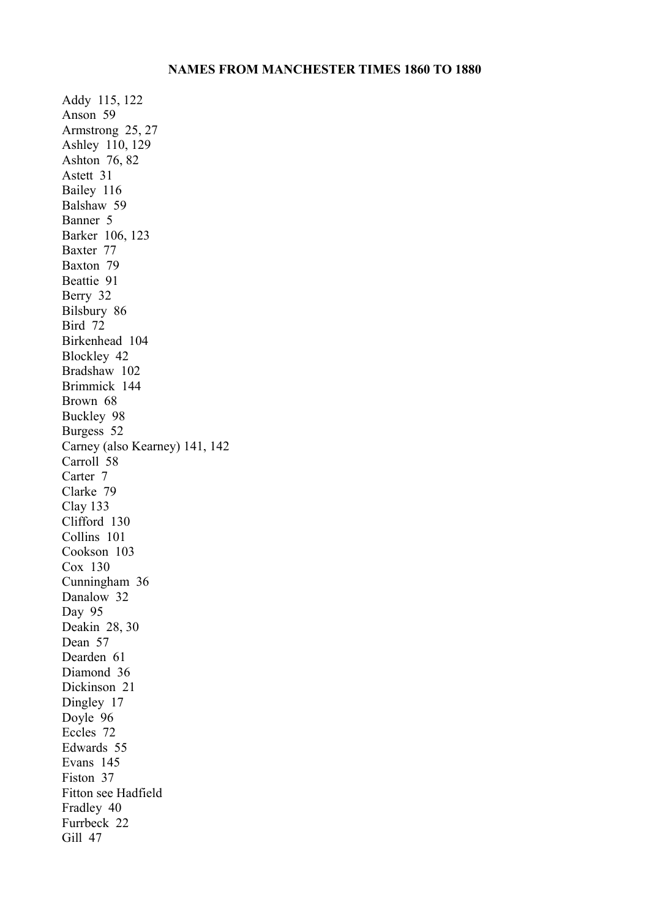**NAMES FROM MANCHESTER TIMES 1860 TO 1880**

Addy 115, 122
Anson 59
Armstrong 25, 27
Ashley 110, 129
Ashton 76, 82
Astett 31
Bailey 116
Balshaw 59
Banner 5
Barker 106, 123
Baxter 77
Baxton 79
Beattie 91
Berry 32
Bilsbury 86
Bird 72
Birkenhead 104
Blockley 42
Bradshaw 102
Brimmick 144
Brown 68
Buckley 98
Burgess 52
Carney (also Kearney) 141, 142
Carroll 58
Carter 7
Clarke 79
Clay 133
Clifford 130
Collins 101
Cookson 103
Cox 130
Cunningham 36
Danalow 32
Day 95
Deakin 28, 30
Dean 57
Dearden 61
Diamond 36
Dickinson 21
Dingley 17
Doyle 96
Eccles 72
Edwards 55
Evans 145
Fiston 37
Fitton see Hadfield
Fradley 40
Furrbeck 22
Gill 47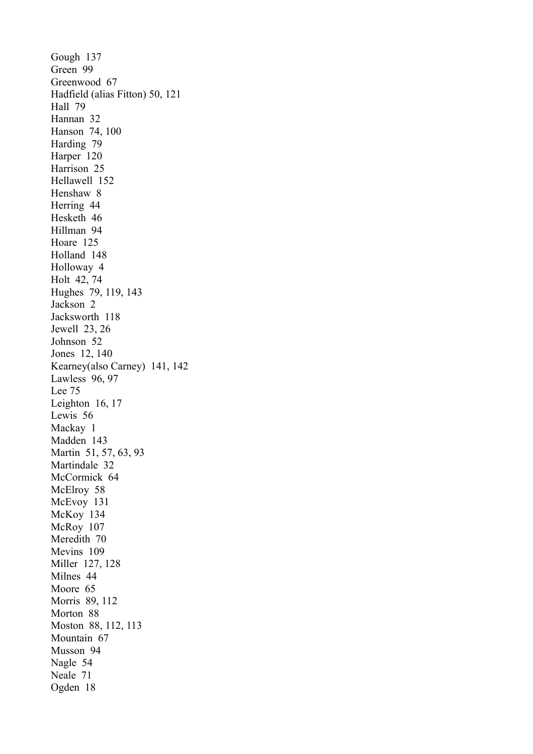Gough  137
Green  99
Greenwood  67
Hadfield (alias Fitton) 50, 121
Hall  79
Hannan  32
Hanson  74, 100
Harding  79
Harper  120
Harrison  25
Hellawell  152
Henshaw  8
Herring  44
Hesketh  46
Hillman  94
Hoare  125
Holland  148
Holloway  4
Holt  42, 74
Hughes  79, 119, 143
Jackson  2
Jacksworth  118
Jewell  23, 26
Johnson  52
Jones  12, 140
Kearney(also Carney)  141, 142
Lawless  96, 97
Lee 75
Leighton  16, 17
Lewis  56
Mackay  1
Madden  143
Martin  51, 57, 63, 93
Martindale  32
McCormick  64
McElroy  58
McEvoy  131
McKoy  134
McRoy  107
Meredith  70
Mevins  109
Miller  127, 128
Milnes  44
Moore  65
Morris  89, 112
Morton  88
Moston  88, 112, 113
Mountain  67
Musson  94
Nagle  54
Neale  71
Ogden  18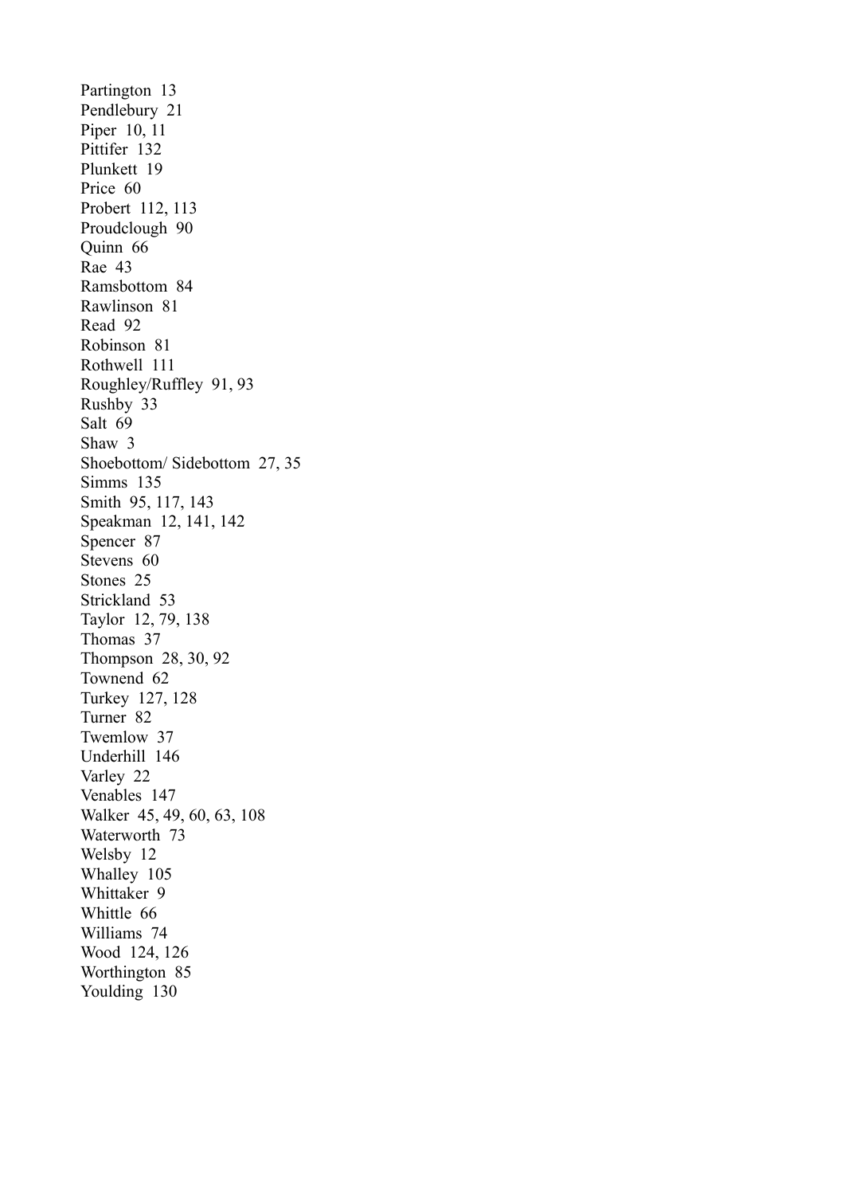Partington 13
Pendlebury 21
Piper 10, 11
Pittifer 132
Plunkett 19
Price 60
Probert 112, 113
Proudclough 90
Quinn 66
Rae 43
Ramsbottom 84
Rawlinson 81
Read 92
Robinson 81
Rothwell 111
Roughley/Ruffley 91, 93
Rushby 33
Salt 69
Shaw 3
Shoebottom/ Sidebottom 27, 35
Simms 135
Smith 95, 117, 143
Speakman 12, 141, 142
Spencer 87
Stevens 60
Stones 25
Strickland 53
Taylor 12, 79, 138
Thomas 37
Thompson 28, 30, 92
Townend 62
Turkey 127, 128
Turner 82
Twemlow 37
Underhill 146
Varley 22
Venables 147
Walker 45, 49, 60, 63, 108
Waterworth 73
Welsby 12
Whalley 105
Whittaker 9
Whittle 66
Williams 74
Wood 124, 126
Worthington 85
Youlding 130